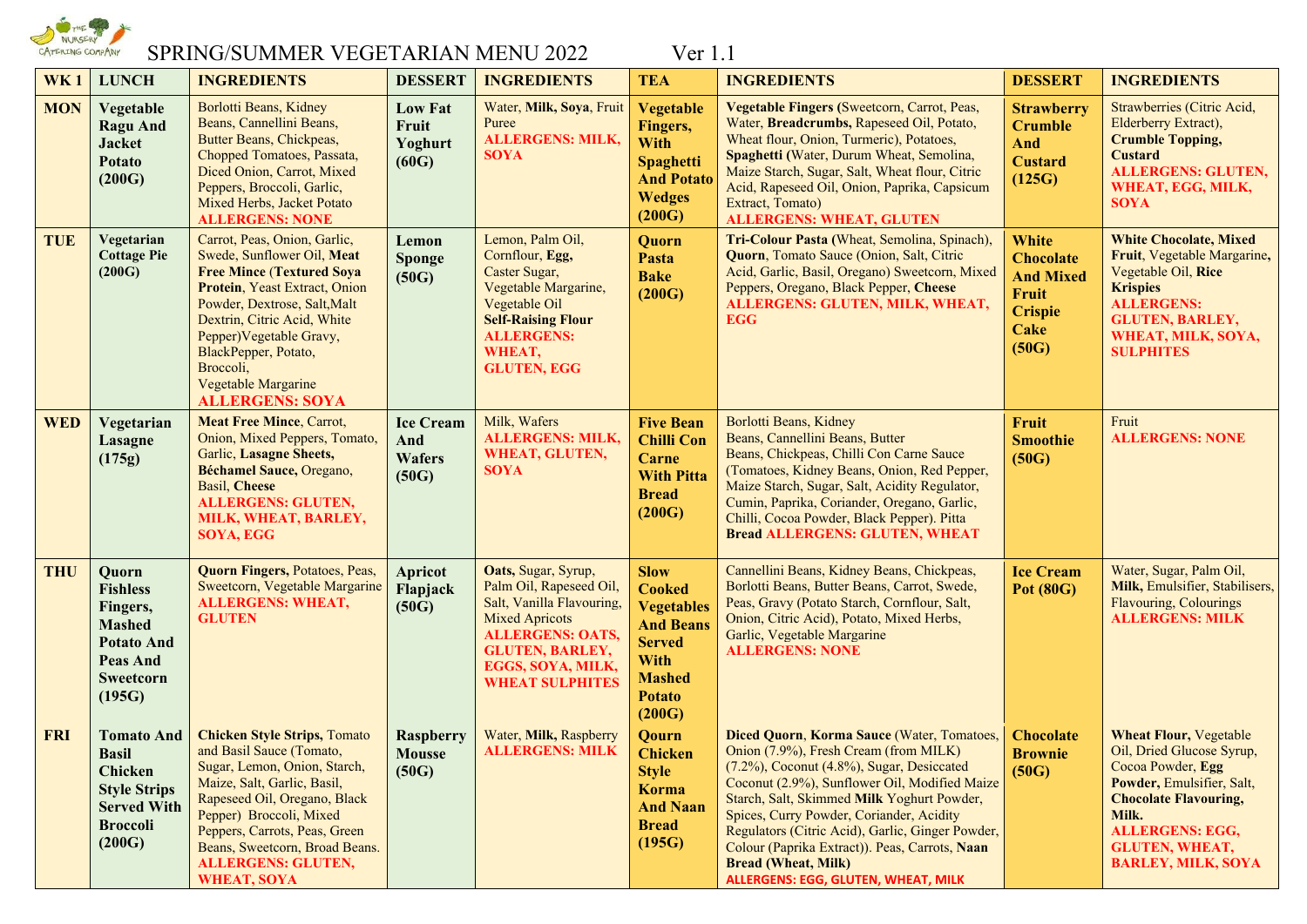# SPRING/SUMMER VEGETARIAN MENU 2022 Ver 1.1

| WK 1 | LUNCH | INGREDIENTS | DESSERT | INGREDIENTS | TEA | INGREDIENTS | DESSERT | INGREDIENTS |
|---|---|---|---|---|---|---|---|---|
| **MON** | **Vegetable Ragu And Jacket Potato (200G)** | Borlotti Beans, Kidney Beans, Cannellini Beans, Butter Beans, Chickpeas, Chopped Tomatoes, Passata, Diced Onion, Carrot, Mixed Peppers, Broccoli, Garlic, Mixed Herbs, Jacket Potato **ALLERGENS: NONE** | **Low Fat Fruit Yoghurt (60G)** | Water, **Milk, Soya**, Fruit Puree **ALLERGENS: MILK, SOYA** | **Vegetable Fingers, With Spaghetti And Potato Wedges (200G)** | **Vegetable Fingers (**Sweetcorn, Carrot, Peas, Water, **Breadcrumbs,** Rapeseed Oil, Potato, Wheat flour, Onion, Turmeric), Potatoes, **Spaghetti (**Water, Durum Wheat, Semolina, Maize Starch, Sugar, Salt, Wheat flour, Citric Acid, Rapeseed Oil, Onion, Paprika, Capsicum Extract, Tomato) **ALLERGENS: WHEAT, GLUTEN** | **Strawberry Crumble And Custard (125G)** | Strawberries (Citric Acid, Elderberry Extract), **Crumble Topping, Custard** **ALLERGENS: GLUTEN, WHEAT, EGG, MILK, SOYA** |
| **TUE** | **Vegetarian Cottage Pie (200G)** | Carrot, Peas, Onion, Garlic, Swede, Sunflower Oil, **Meat Free Mince (Textured Soya Protein**, Yeast Extract, Onion Powder, Dextrose, Salt,Malt Dextrin, Citric Acid, White Pepper)Vegetable Gravy, BlackPepper, Potato, Broccoli, Vegetable Margarine **ALLERGENS: SOYA** | **Lemon Sponge (50G)** | Lemon, Palm Oil, Cornflour, **Egg,** Caster Sugar, Vegetable Margarine, Vegetable Oil **Self-Raising Flour** **ALLERGENS: WHEAT, GLUTEN, EGG** | **Quorn Pasta Bake (200G)** | **Tri-Colour Pasta (**Wheat, Semolina, Spinach), **Quorn**, Tomato Sauce (Onion, Salt, Citric Acid, Garlic, Basil, Oregano) Sweetcorn, Mixed Peppers, Oregano, Black Pepper, **Cheese** **ALLERGENS: GLUTEN, MILK, WHEAT, EGG** | **White Chocolate And Mixed Fruit Crispie Cake (50G)** | **White Chocolate, Mixed Fruit**, Vegetable Margarine**,** Vegetable Oil, **Rice Krispies** **ALLERGENS: GLUTEN, BARLEY, WHEAT, MILK, SOYA, SULPHITES** |
| **WED** | **Vegetarian Lasagne (175g)** | **Meat Free Mince**, Carrot, Onion, Mixed Peppers, Tomato, Garlic, **Lasagne Sheets, Béchamel Sauce,** Oregano, Basil, **Cheese** **ALLERGENS: GLUTEN, MILK, WHEAT, BARLEY, SOYA, EGG** | **Ice Cream And Wafers (50G)** | Milk, Wafers **ALLERGENS: MILK, WHEAT, GLUTEN, SOYA** | **Five Bean Chilli Con Carne With Pitta Bread (200G)** | Borlotti Beans, Kidney Beans, Cannellini Beans, Butter Beans, Chickpeas, Chilli Con Carne Sauce (Tomatoes, Kidney Beans, Onion, Red Pepper, Maize Starch, Sugar, Salt, Acidity Regulator, Cumin, Paprika, Coriander, Oregano, Garlic, Chilli, Cocoa Powder, Black Pepper). Pitta **Bread ALLERGENS: GLUTEN, WHEAT** | **Fruit Smoothie (50G)** | Fruit **ALLERGENS: NONE** |
| **THU** | **Quorn Fishless Fingers, Mashed Potato And Peas And Sweetcorn (195G)** | **Quorn Fingers,** Potatoes, Peas, Sweetcorn, Vegetable Margarine **ALLERGENS: WHEAT, GLUTEN** | **Apricot Flapjack (50G)** | **Oats,** Sugar, Syrup, Palm Oil, Rapeseed Oil, Salt, Vanilla Flavouring, Mixed Apricots **ALLERGENS: OATS, GLUTEN, BARLEY, EGGS, SOYA, MILK, WHEAT SULPHITES** | **Slow Cooked Vegetables And Beans Served With Mashed Potato (200G)** | Cannellini Beans, Kidney Beans, Chickpeas, Borlotti Beans, Butter Beans, Carrot, Swede, Peas, Gravy (Potato Starch, Cornflour, Salt, Onion, Citric Acid), Potato, Mixed Herbs, Garlic, Vegetable Margarine **ALLERGENS: NONE** | **Ice Cream Pot (80G)** | Water, Sugar, Palm Oil, **Milk,** Emulsifier, Stabilisers, Flavouring, Colourings **ALLERGENS: MILK** |
| **FRI** | **Tomato And Basil Chicken Style Strips Served With Broccoli (200G)** | **Chicken Style Strips,** Tomato and Basil Sauce (Tomato, Sugar, Lemon, Onion, Starch, Maize, Salt, Garlic, Basil, Rapeseed Oil, Oregano, Black Pepper) Broccoli, Mixed Peppers, Carrots, Peas, Green Beans, Sweetcorn, Broad Beans. **ALLERGENS: GLUTEN, WHEAT, SOYA** | **Raspberry Mousse (50G)** | Water, **Milk,** Raspberry **ALLERGENS: MILK** | **Qourn Chicken Style Korma And Naan Bread (195G)** | **Diced Quorn**, **Korma Sauce** (Water, Tomatoes, Onion (7.9%), Fresh Cream (from MILK) (7.2%), Coconut (4.8%), Sugar, Desiccated Coconut (2.9%), Sunflower Oil, Modified Maize Starch, Salt, Skimmed **Milk** Yoghurt Powder, Spices, Curry Powder, Coriander, Acidity Regulators (Citric Acid), Garlic, Ginger Powder, Colour (Paprika Extract)). Peas, Carrots, **Naan Bread (Wheat, Milk)** **ALLERGENS: EGG, GLUTEN, WHEAT, MILK** | **Chocolate Brownie (50G)** | **Wheat Flour,** Vegetable Oil, Dried Glucose Syrup, Cocoa Powder, **Egg Powder,** Emulsifier, Salt, **Chocolate Flavouring, Milk.** **ALLERGENS: EGG, GLUTEN, WHEAT, BARLEY, MILK, SOYA** |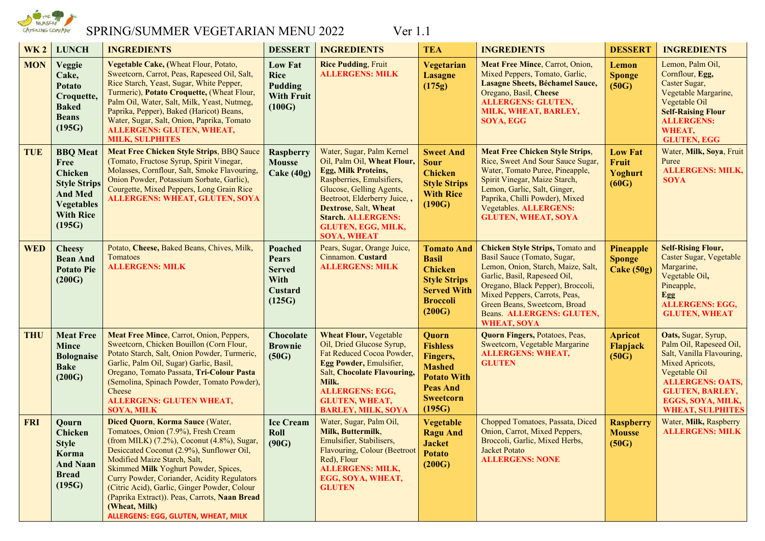# SPRING/SUMMER VEGETARIAN MENU 2022 Ver 1.1

| WK 2 | LUNCH | INGREDIENTS | DESSERT | INGREDIENTS | TEA | INGREDIENTS | DESSERT | INGREDIENTS |
|---|---|---|---|---|---|---|---|---|
| **MON** | **Veggie Cake, Potato Croquette, Baked Beans (195G)** | **Vegetable Cake, (**Wheat Flour, Potato, Sweetcorn, Carrot, Peas, Rapeseed Oil, Salt, Rice Starch, Yeast, Sugar, White Pepper, Turmeric), **Potato Croquette,** (Wheat Flour, Palm Oil, Water, Salt, Milk, Yeast, Nutmeg, Paprika, Pepper), Baked (Haricot) Beans, Water, Sugar, Salt, Onion, Paprika, Tomato **ALLERGENS: GLUTEN, WHEAT, MILK, SULPHITES** | **Low Fat Rice Pudding With Fruit (100G)** | **Rice Pudding**, Fruit **ALLERGENS: MILK** | **Vegetarian Lasagne (175g)** | **Meat Free Mince**, Carrot, Onion, Mixed Peppers, Tomato, Garlic, **Lasagne Sheets, Béchamel Sauce,** Oregano, Basil, **Cheese** **ALLERGENS: GLUTEN, MILK, WHEAT, BARLEY, SOYA, EGG** | **Lemon Sponge (50G)** | Lemon, Palm Oil, Cornflour, **Egg,** Caster Sugar, Vegetable Margarine, Vegetable Oil **Self-Raising Flour** **ALLERGENS: WHEAT, GLUTEN, EGG** |
| **TUE** | **BBQ Meat Free Chicken Style Strips And Med Vegetables With Rice (195G)** | **Meat Free Chicken Style Strips**, BBQ Sauce (Tomato, Fructose Syrup, Spirit Vinegar, Molasses, Cornflour, Salt, Smoke Flavouring, Onion Powder, Potassium Sorbate, Garlic), Courgette, Mixed Peppers, Long Grain Rice **ALLERGENS: WHEAT, GLUTEN, SOYA** | **Raspberry Mousse Cake (40g)** | Water, Sugar, Palm Kernel Oil, Palm Oil, **Wheat Flour, Egg, Milk Proteins,** Raspberries, Emulsifiers, Glucose, Gelling Agents, Beetroot, Elderberry Juice, , **Dextrose**, Salt, **Wheat Starch. ALLERGENS: GLUTEN, EGG, MILK, SOYA, WHEAT** | **Sweet And Sour Chicken Style Strips With Rice (190G)** | **Meat Free Chicken Style Strips**, Rice, Sweet And Sour Sauce Sugar, Water, Tomato Puree, Pineapple, Spirit Vinegar, Maize Starch, Lemon, Garlic, Salt, Ginger, Paprika, Chilli Powder), Mixed Vegetables. **ALLERGENS: GLUTEN, WHEAT, SOYA** | **Low Fat Fruit Yoghurt (60G)** | Water, **Milk, Soya**, Fruit Puree **ALLERGENS: MILK, SOYA** |
| **WED** | **Cheesy Bean And Potato Pie (200G)** | Potato, **Cheese,** Baked Beans, Chives, Milk, Tomatoes **ALLERGENS: MILK** | **Poached Pears Served With Custard (125G)** | Pears, Sugar, Orange Juice, Cinnamon. **Custard** **ALLERGENS: MILK** | **Tomato And Basil Chicken Style Strips Served With Broccoli (200G)** | **Chicken Style Strips,** Tomato and Basil Sauce (Tomato, Sugar, Lemon, Onion, Starch, Maize, Salt, Garlic, Basil, Rapeseed Oil, Oregano, Black Pepper), Broccoli, Mixed Peppers, Carrots, Peas, Green Beans, Sweetcorn, Broad Beans. **ALLERGENS: GLUTEN, WHEAT, SOYA** | **Pineapple Sponge Cake (50g)** | **Self-Rising Flour,** Caster Sugar, Vegetable Margarine, Vegetable Oil, Pineapple, **Egg** **ALLERGENS: EGG, GLUTEN, WHEAT** |
| **THU** | **Meat Free Mince Bolognaise Bake (200G)** | **Meat Free Mince**, Carrot, Onion, Peppers, Sweetcorn, Chicken Bouillon (Corn Flour, Potato Starch, Salt, Onion Powder, Turmeric, Garlic, Palm Oil, Sugar) Garlic, Basil, Oregano, Tomato Passata, **Tri-Colour Pasta** (Semolina, Spinach Powder, Tomato Powder), Cheese **ALLERGENS: GLUTEN WHEAT, SOYA, MILK** | **Chocolate Brownie (50G)** | **Wheat Flour,** Vegetable Oil, Dried Glucose Syrup, Fat Reduced Cocoa Powder, **Egg Powder,** Emulsifier, Salt, **Chocolate Flavouring, Milk.** **ALLERGENS: EGG, GLUTEN, WHEAT, BARLEY, MILK, SOYA** | **Quorn Fishless Fingers, Mashed Potato With Peas And Sweetcorn (195G)** | **Quorn Fingers,** Potatoes, Peas, Sweetcorn, Vegetable Margarine **ALLERGENS: WHEAT, GLUTEN** | **Apricot Flapjack (50G)** | **Oats,** Sugar, Syrup, Palm Oil, Rapeseed Oil, Salt, Vanilla Flavouring, Mixed Apricots, Vegetable Oil **ALLERGENS: OATS, GLUTEN, BARLEY, EGGS, SOYA, MILK, WHEAT, SULPHITES** |
| **FRI** | **Qourn Chicken Style Korma And Naan Bread (195G)** | **Diced Quorn**, **Korma Sauce** (Water, Tomatoes, Onion (7.9%), Fresh Cream (from MILK) (7.2%), Coconut (4.8%), Sugar, Desiccated Coconut (2.9%), Sunflower Oil, Modified Maize Starch, Salt, Skimmed **Milk** Yoghurt Powder, Spices, Curry Powder, Coriander, Acidity Regulators (Citric Acid), Garlic, Ginger Powder, Colour (Paprika Extract)). Peas, Carrots, **Naan Bread (Wheat, Milk)** **ALLERGENS: EGG, GLUTEN, WHEAT, MILK** | **Ice Cream Roll (90G)** | Water, Sugar, Palm Oil, **Milk, Buttermilk**, Emulsifier, Stabilisers, Flavouring, Colour (Beetroot Red), Flour **ALLERGENS: MILK, EGG, SOYA, WHEAT, GLUTEN** | **Vegetable Ragu And Jacket Potato (200G)** | Chopped Tomatoes, Passata, Diced Onion, Carrot, Mixed Peppers, Broccoli, Garlic, Mixed Herbs, Jacket Potato **ALLERGENS: NONE** | **Raspberry Mousse (50G)** | Water, **Milk,** Raspberry **ALLERGENS: MILK** |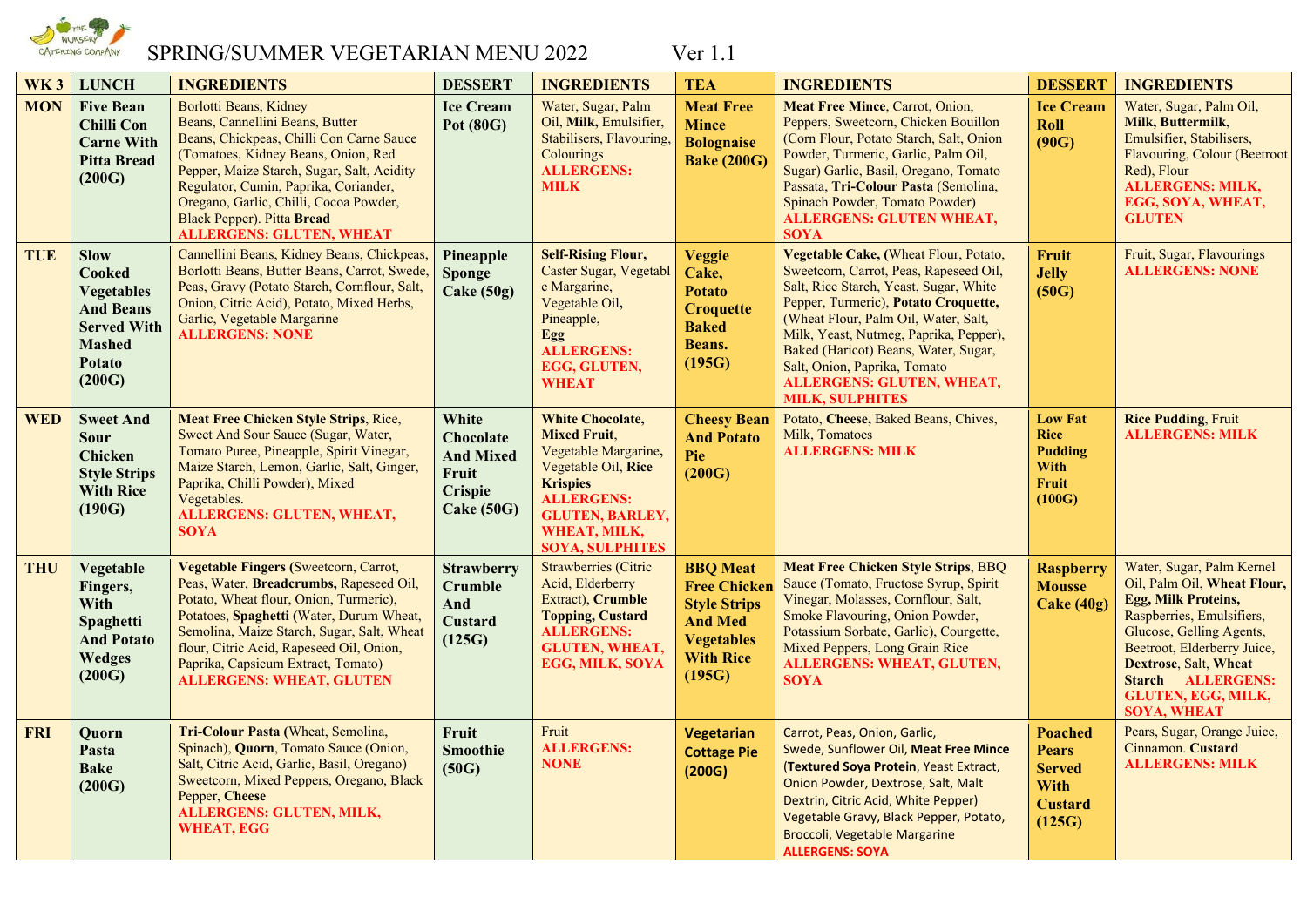# SPRING/SUMMER VEGETARIAN MENU 2022 Ver 1.1

| WK 3 | LUNCH | INGREDIENTS | DESSERT | INGREDIENTS | TEA | INGREDIENTS | DESSERT | INGREDIENTS |
|---|---|---|---|---|---|---|---|---|
| **MON** | **Five Bean Chilli Con Carne With Pitta Bread (200G)** | Borlotti Beans, Kidney Beans, Cannellini Beans, Butter Beans, Chickpeas, Chilli Con Carne Sauce (Tomatoes, Kidney Beans, Onion, Red Pepper, Maize Starch, Sugar, Salt, Acidity Regulator, Cumin, Paprika, Coriander, Oregano, Garlic, Chilli, Cocoa Powder, Black Pepper). Pitta **Bread** **ALLERGENS: GLUTEN, WHEAT** | **Ice Cream Pot (80G)** | Water, Sugar, Palm Oil, **Milk**, Emulsifier, Stabilisers, Flavouring, Colourings **ALLERGENS: MILK** | **Meat Free Mince Bolognaise Bake (200G)** | **Meat Free Mince**, Carrot, Onion, Peppers, Sweetcorn, Chicken Bouillon (Corn Flour, Potato Starch, Salt, Onion Powder, Turmeric, Garlic, Palm Oil, Sugar) Garlic, Basil, Oregano, Tomato Passata, **Tri-Colour Pasta** (Semolina, Spinach Powder, Tomato Powder) **ALLERGENS: GLUTEN WHEAT, SOYA** | **Ice Cream Roll (90G)** | Water, Sugar, Palm Oil, **Milk, Buttermilk**, Emulsifier, Stabilisers, Flavouring, Colour (Beetroot Red), Flour **ALLERGENS: MILK, EGG, SOYA, WHEAT, GLUTEN** |
| **TUE** | **Slow Cooked Vegetables And Beans Served With Mashed Potato (200G)** | Cannellini Beans, Kidney Beans, Chickpeas, Borlotti Beans, Butter Beans, Carrot, Swede, Peas, Gravy (Potato Starch, Cornflour, Salt, Onion, Citric Acid), Potato, Mixed Herbs, Garlic, Vegetable Margarine **ALLERGENS: NONE** | **Pineapple Sponge Cake (50g)** | **Self-Rising Flour,** Caster Sugar, Vegetable Margarine, Vegetable Oil, Pineapple, **Egg** **ALLERGENS: EGG, GLUTEN, WHEAT** | **Veggie Cake, Potato Croquette Baked Beans. (195G)** | **Vegetable Cake, (**Wheat Flour, Potato, Sweetcorn, Carrot, Peas, Rapeseed Oil, Salt, Rice Starch, Yeast, Sugar, White Pepper, Turmeric), **Potato Croquette,** (Wheat Flour, Palm Oil, Water, Salt, Milk, Yeast, Nutmeg, Paprika, Pepper), Baked (Haricot) Beans, Water, Sugar, Salt, Onion, Paprika, Tomato **ALLERGENS: GLUTEN, WHEAT, MILK, SULPHITES** | **Fruit Jelly (50G)** | Fruit, Sugar, Flavourings **ALLERGENS: NONE** |
| **WED** | **Sweet And Sour Chicken Style Strips With Rice (190G)** | **Meat Free Chicken Style Strips**, Rice, Sweet And Sour Sauce (Sugar, Water, Tomato Puree, Pineapple, Spirit Vinegar, Maize Starch, Lemon, Garlic, Salt, Ginger, Paprika, Chilli Powder), Mixed Vegetables. **ALLERGENS: GLUTEN, WHEAT, SOYA** | **White Chocolate And Mixed Fruit Crispie Cake (50G)** | **White Chocolate, Mixed Fruit**, Vegetable Margarine, Vegetable Oil, **Rice Krispies** **ALLERGENS: GLUTEN, BARLEY, WHEAT, MILK, SOYA, SULPHITES** | **Cheesy Bean And Potato Pie (200G)** | Potato, **Cheese,** Baked Beans, Chives, Milk, Tomatoes **ALLERGENS: MILK** | **Low Fat Rice Pudding With Fruit (100G)** | **Rice Pudding**, Fruit **ALLERGENS: MILK** |
| **THU** | **Vegetable Fingers, With Spaghetti And Potato Wedges (200G)** | **Vegetable Fingers (**Sweetcorn, Carrot, Peas, Water, **Breadcrumbs,** Rapeseed Oil, Potato, Wheat flour, Onion, Turmeric), Potatoes, **Spaghetti (**Water, Durum Wheat, Semolina, Maize Starch, Sugar, Salt, Wheat flour, Citric Acid, Rapeseed Oil, Onion, Paprika, Capsicum Extract, Tomato) **ALLERGENS: WHEAT, GLUTEN** | **Strawberry Crumble And Custard (125G)** | Strawberries (Citric Acid, Elderberry Extract), **Crumble Topping, Custard** **ALLERGENS: GLUTEN, WHEAT, EGG, MILK, SOYA** | **BBQ Meat Free Chicken Style Strips And Med Vegetables With Rice (195G)** | **Meat Free Chicken Style Strips**, BBQ Sauce (Tomato, Fructose Syrup, Spirit Vinegar, Molasses, Cornflour, Salt, Smoke Flavouring, Onion Powder, Potassium Sorbate, Garlic), Courgette, Mixed Peppers, Long Grain Rice **ALLERGENS: WHEAT, GLUTEN, SOYA** | **Raspberry Mousse Cake (40g)** | Water, Sugar, Palm Kernel Oil, Palm Oil, **Wheat Flour, Egg, Milk Proteins,** Raspberries, Emulsifiers, Glucose, Gelling Agents, Beetroot, Elderberry Juice, **Dextrose**, Salt, **Wheat Starch** **ALLERGENS: GLUTEN, EGG, MILK, SOYA, WHEAT** |
| **FRI** | **Quorn Pasta Bake (200G)** | **Tri-Colour Pasta (**Wheat, Semolina, Spinach), **Quorn**, Tomato Sauce (Onion, Salt, Citric Acid, Garlic, Basil, Oregano) Sweetcorn, Mixed Peppers, Oregano, Black Pepper, **Cheese** **ALLERGENS: GLUTEN, MILK, WHEAT, EGG** | **Fruit Smoothie (50G)** | Fruit **ALLERGENS: NONE** | **Vegetarian Cottage Pie (200G)** | Carrot, Peas, Onion, Garlic, Swede, Sunflower Oil, **Meat Free Mince** (**Textured Soya Protein**, Yeast Extract, Onion Powder, Dextrose, Salt, Malt Dextrin, Citric Acid, White Pepper) Vegetable Gravy, Black Pepper, Potato, Broccoli, Vegetable Margarine **ALLERGENS: SOYA** | **Poached Pears Served With Custard (125G)** | Pears, Sugar, Orange Juice, Cinnamon. **Custard** **ALLERGENS: MILK** |